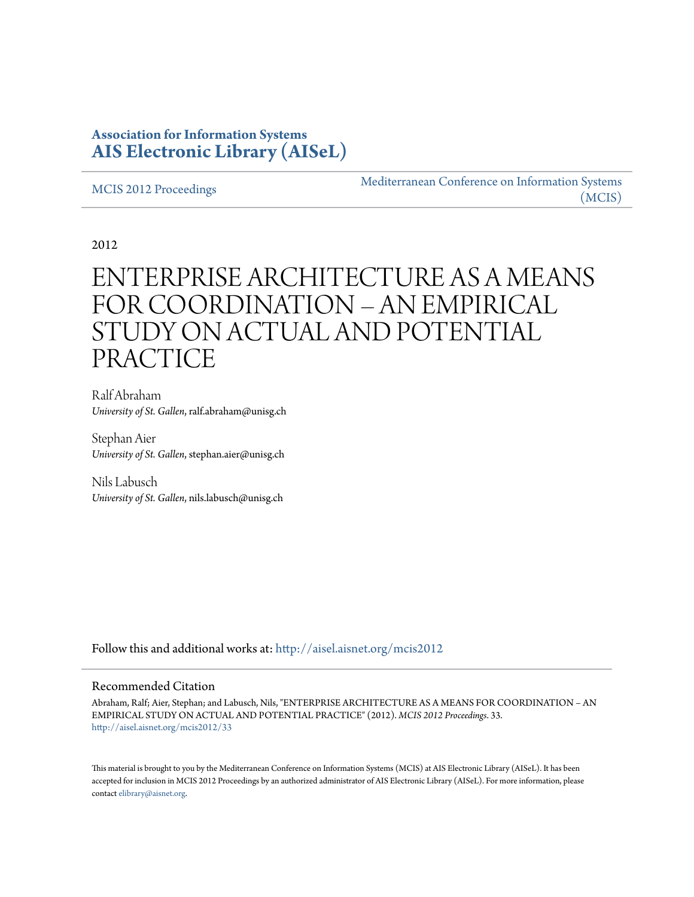**Association for Information Systems**
**AIS Electronic Library (AISeL)**

MCIS 2012 Proceedings | Mediterranean Conference on Information Systems (MCIS)

2012

# ENTERPRISE ARCHITECTURE AS A MEANS FOR COORDINATION – AN EMPIRICAL STUDY ON ACTUAL AND POTENTIAL PRACTICE

Ralf Abraham
*University of St. Gallen*, ralf.abraham@unisg.ch

Stephan Aier
*University of St. Gallen*, stephan.aier@unisg.ch

Nils Labusch
*University of St. Gallen*, nils.labusch@unisg.ch

Follow this and additional works at: http://aisel.aisnet.org/mcis2012

## Recommended Citation

Abraham, Ralf; Aier, Stephan; and Labusch, Nils, "ENTERPRISE ARCHITECTURE AS A MEANS FOR COORDINATION – AN EMPIRICAL STUDY ON ACTUAL AND POTENTIAL PRACTICE" (2012). *MCIS 2012 Proceedings*. 33.
http://aisel.aisnet.org/mcis2012/33

This material is brought to you by the Mediterranean Conference on Information Systems (MCIS) at AIS Electronic Library (AISeL). It has been accepted for inclusion in MCIS 2012 Proceedings by an authorized administrator of AIS Electronic Library (AISeL). For more information, please contact elibrary@aisnet.org.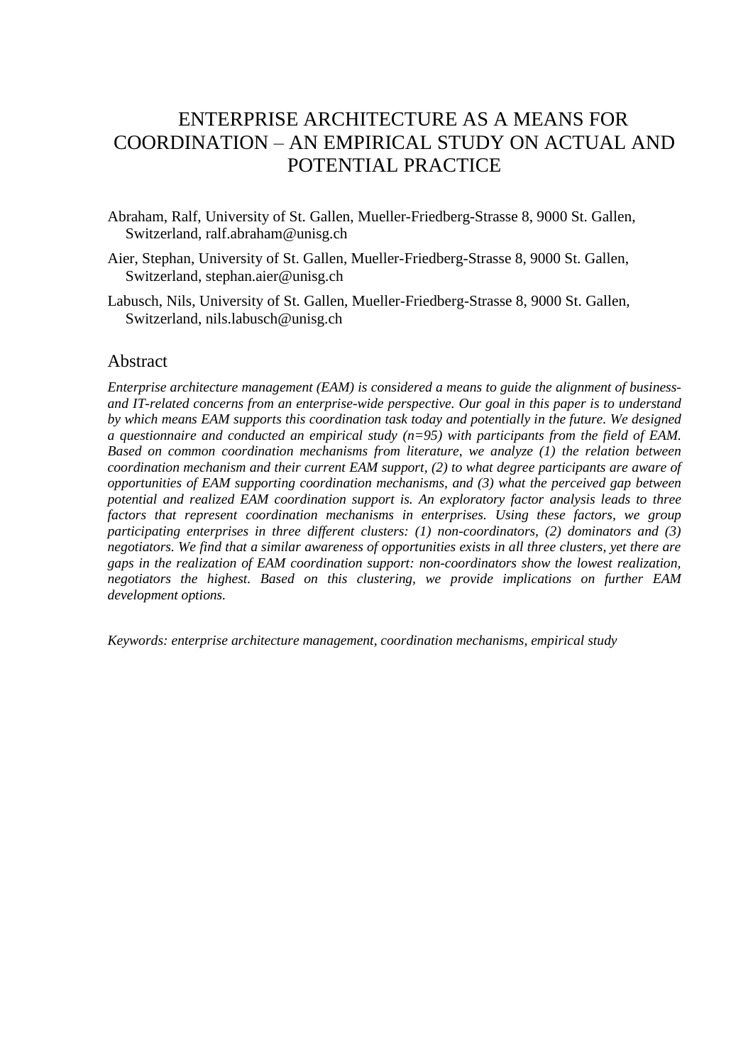# ENTERPRISE ARCHITECTURE AS A MEANS FOR COORDINATION – AN EMPIRICAL STUDY ON ACTUAL AND POTENTIAL PRACTICE

Abraham, Ralf, University of St. Gallen, Mueller-Friedberg-Strasse 8, 9000 St. Gallen, Switzerland, ralf.abraham@unisg.ch

Aier, Stephan, University of St. Gallen, Mueller-Friedberg-Strasse 8, 9000 St. Gallen, Switzerland, stephan.aier@unisg.ch

Labusch, Nils, University of St. Gallen, Mueller-Friedberg-Strasse 8, 9000 St. Gallen, Switzerland, nils.labusch@unisg.ch

## Abstract

*Enterprise architecture management (EAM) is considered a means to guide the alignment of business- and IT-related concerns from an enterprise-wide perspective. Our goal in this paper is to understand by which means EAM supports this coordination task today and potentially in the future. We designed a questionnaire and conducted an empirical study (n=95) with participants from the field of EAM. Based on common coordination mechanisms from literature, we analyze (1) the relation between coordination mechanism and their current EAM support, (2) to what degree participants are aware of opportunities of EAM supporting coordination mechanisms, and (3) what the perceived gap between potential and realized EAM coordination support is. An exploratory factor analysis leads to three factors that represent coordination mechanisms in enterprises. Using these factors, we group participating enterprises in three different clusters: (1) non-coordinators, (2) dominators and (3) negotiators. We find that a similar awareness of opportunities exists in all three clusters, yet there are gaps in the realization of EAM coordination support: non-coordinators show the lowest realization, negotiators the highest. Based on this clustering, we provide implications on further EAM development options.*

*Keywords: enterprise architecture management, coordination mechanisms, empirical study*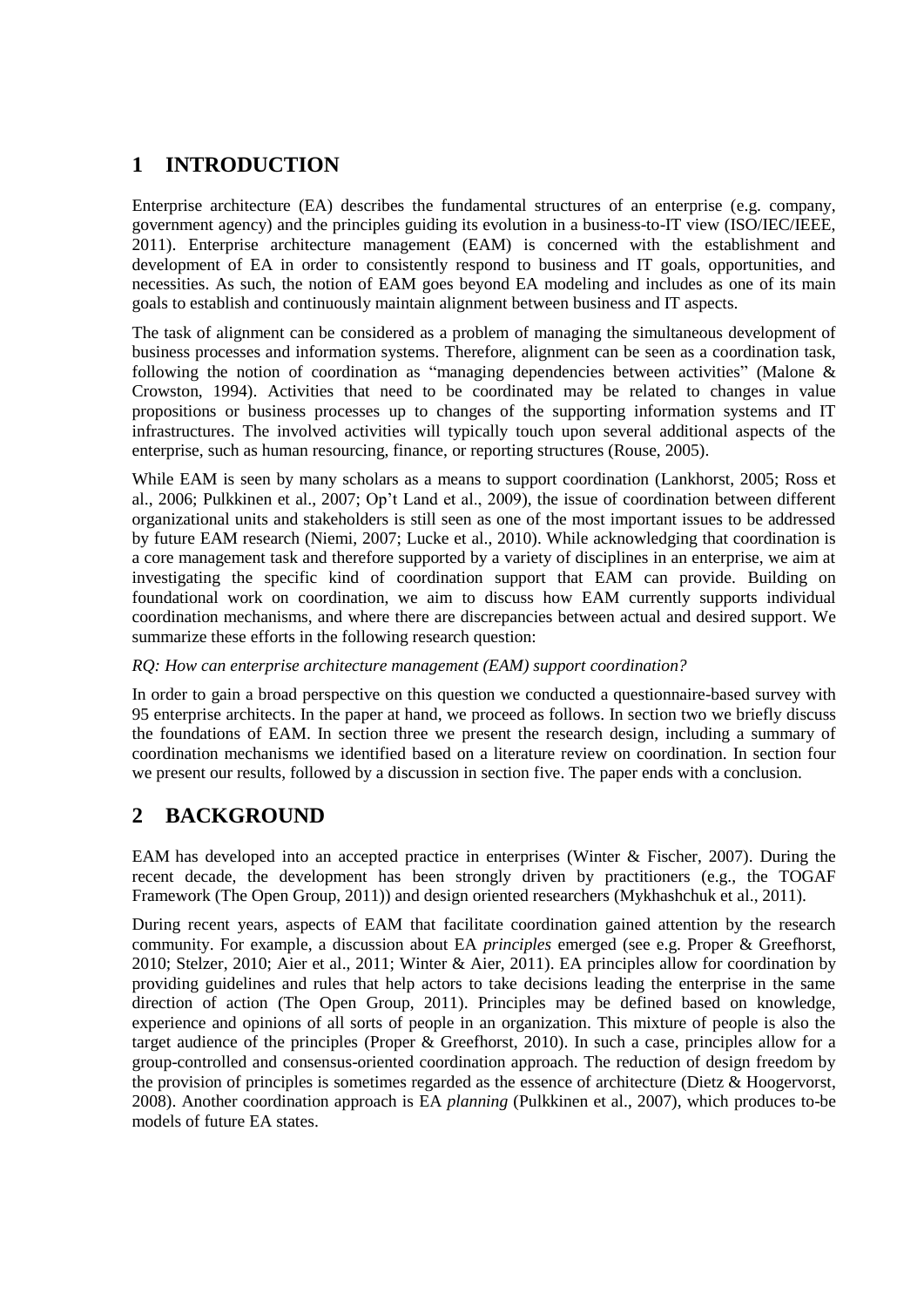# 1 INTRODUCTION

Enterprise architecture (EA) describes the fundamental structures of an enterprise (e.g. company, government agency) and the principles guiding its evolution in a business-to-IT view (ISO/IEC/IEEE, 2011). Enterprise architecture management (EAM) is concerned with the establishment and development of EA in order to consistently respond to business and IT goals, opportunities, and necessities. As such, the notion of EAM goes beyond EA modeling and includes as one of its main goals to establish and continuously maintain alignment between business and IT aspects.

The task of alignment can be considered as a problem of managing the simultaneous development of business processes and information systems. Therefore, alignment can be seen as a coordination task, following the notion of coordination as "managing dependencies between activities" (Malone & Crowston, 1994). Activities that need to be coordinated may be related to changes in value propositions or business processes up to changes of the supporting information systems and IT infrastructures. The involved activities will typically touch upon several additional aspects of the enterprise, such as human resourcing, finance, or reporting structures (Rouse, 2005).

While EAM is seen by many scholars as a means to support coordination (Lankhorst, 2005; Ross et al., 2006; Pulkkinen et al., 2007; Op't Land et al., 2009), the issue of coordination between different organizational units and stakeholders is still seen as one of the most important issues to be addressed by future EAM research (Niemi, 2007; Lucke et al., 2010). While acknowledging that coordination is a core management task and therefore supported by a variety of disciplines in an enterprise, we aim at investigating the specific kind of coordination support that EAM can provide. Building on foundational work on coordination, we aim to discuss how EAM currently supports individual coordination mechanisms, and where there are discrepancies between actual and desired support. We summarize these efforts in the following research question:

*RQ: How can enterprise architecture management (EAM) support coordination?*

In order to gain a broad perspective on this question we conducted a questionnaire-based survey with 95 enterprise architects. In the paper at hand, we proceed as follows. In section two we briefly discuss the foundations of EAM. In section three we present the research design, including a summary of coordination mechanisms we identified based on a literature review on coordination. In section four we present our results, followed by a discussion in section five. The paper ends with a conclusion.

# 2 BACKGROUND

EAM has developed into an accepted practice in enterprises (Winter & Fischer, 2007). During the recent decade, the development has been strongly driven by practitioners (e.g., the TOGAF Framework (The Open Group, 2011)) and design oriented researchers (Mykhashchuk et al., 2011).

During recent years, aspects of EAM that facilitate coordination gained attention by the research community. For example, a discussion about EA *principles* emerged (see e.g. Proper & Greefhorst, 2010; Stelzer, 2010; Aier et al., 2011; Winter & Aier, 2011). EA principles allow for coordination by providing guidelines and rules that help actors to take decisions leading the enterprise in the same direction of action (The Open Group, 2011). Principles may be defined based on knowledge, experience and opinions of all sorts of people in an organization. This mixture of people is also the target audience of the principles (Proper & Greefhorst, 2010). In such a case, principles allow for a group-controlled and consensus-oriented coordination approach. The reduction of design freedom by the provision of principles is sometimes regarded as the essence of architecture (Dietz & Hoogervorst, 2008). Another coordination approach is EA *planning* (Pulkkinen et al., 2007), which produces to-be models of future EA states.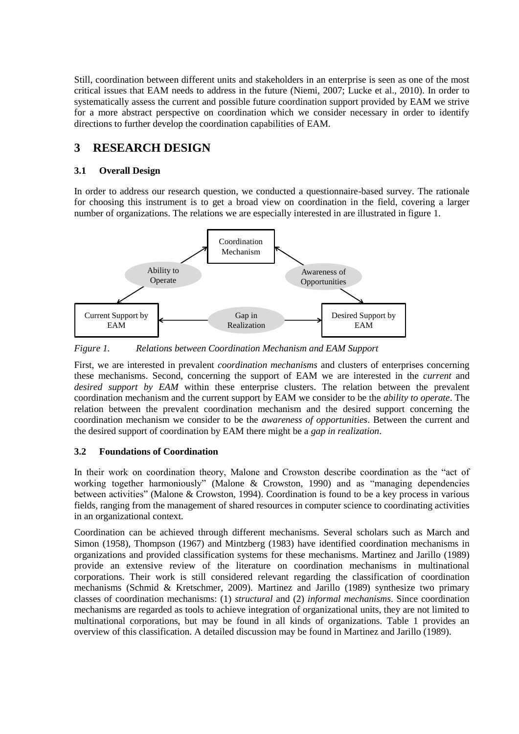Still, coordination between different units and stakeholders in an enterprise is seen as one of the most critical issues that EAM needs to address in the future (Niemi, 2007; Lucke et al., 2010). In order to systematically assess the current and possible future coordination support provided by EAM we strive for a more abstract perspective on coordination which we consider necessary in order to identify directions to further develop the coordination capabilities of EAM.

# 3 RESEARCH DESIGN

## 3.1 Overall Design

In order to address our research question, we conducted a questionnaire-based survey. The rationale for choosing this instrument is to get a broad view on coordination in the field, covering a larger number of organizations. The relations we are especially interested in are illustrated in figure 1.

Coordination Mechanism

Ability to Operate

Awareness of Opportunities

Current Support by EAM

Gap in Realization

Desired Support by EAM

*Figure 1. Relations between Coordination Mechanism and EAM Support*

First, we are interested in prevalent *coordination mechanisms* and clusters of enterprises concerning these mechanisms. Second, concerning the support of EAM we are interested in the *current* and *desired support by EAM* within these enterprise clusters. The relation between the prevalent coordination mechanism and the current support by EAM we consider to be the *ability to operate*. The relation between the prevalent coordination mechanism and the desired support concerning the coordination mechanism we consider to be the *awareness of opportunities*. Between the current and the desired support of coordination by EAM there might be a *gap in realization*.

## 3.2 Foundations of Coordination

In their work on coordination theory, Malone and Crowston describe coordination as the "act of working together harmoniously" (Malone & Crowston, 1990) and as "managing dependencies between activities" (Malone & Crowston, 1994). Coordination is found to be a key process in various fields, ranging from the management of shared resources in computer science to coordinating activities in an organizational context.

Coordination can be achieved through different mechanisms. Several scholars such as March and Simon (1958), Thompson (1967) and Mintzberg (1983) have identified coordination mechanisms in organizations and provided classification systems for these mechanisms. Martinez and Jarillo (1989) provide an extensive review of the literature on coordination mechanisms in multinational corporations. Their work is still considered relevant regarding the classification of coordination mechanisms (Schmid & Kretschmer, 2009). Martinez and Jarillo (1989) synthesize two primary classes of coordination mechanisms: (1) *structural* and (2) *informal mechanisms*. Since coordination mechanisms are regarded as tools to achieve integration of organizational units, they are not limited to multinational corporations, but may be found in all kinds of organizations. Table 1 provides an overview of this classification. A detailed discussion may be found in Martinez and Jarillo (1989).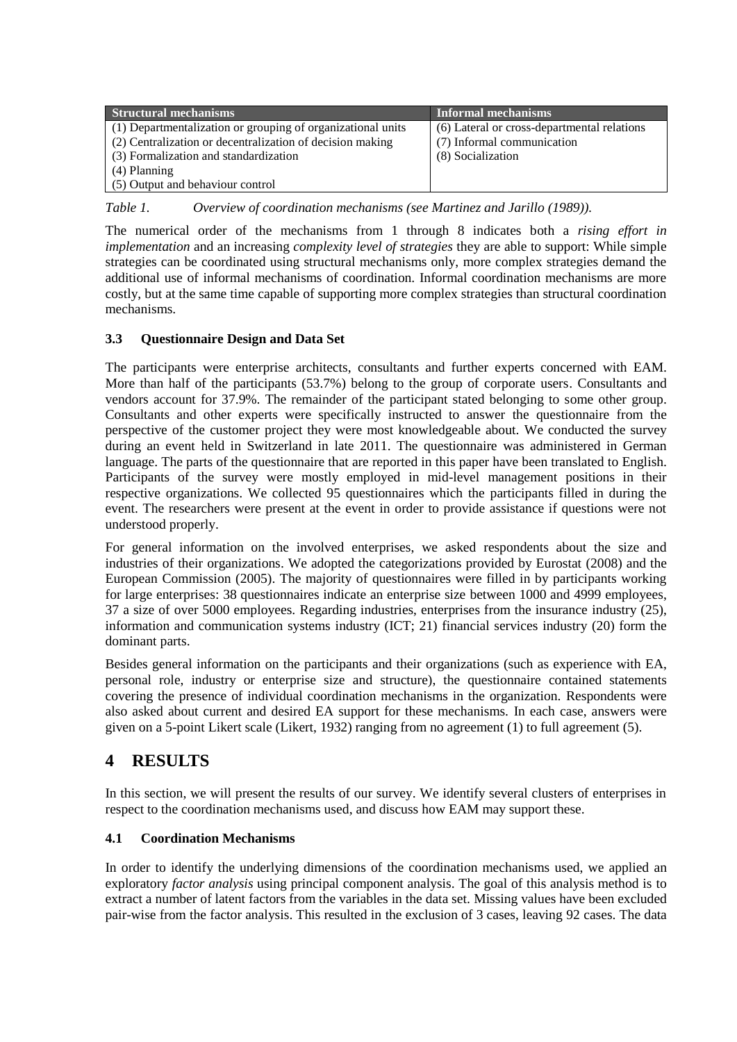| Structural mechanisms | Informal mechanisms |
|---|---|
| (1) Departmentalization or grouping of organizational units | (6) Lateral or cross-departmental relations |
| (2) Centralization or decentralization of decision making | (7) Informal communication |
| (3) Formalization and standardization | (8) Socialization |
| (4) Planning | |
| (5) Output and behaviour control | |

*Table 1. Overview of coordination mechanisms (see Martinez and Jarillo (1989)).*

The numerical order of the mechanisms from 1 through 8 indicates both a *rising effort in implementation* and an increasing *complexity level of strategies* they are able to support: While simple strategies can be coordinated using structural mechanisms only, more complex strategies demand the additional use of informal mechanisms of coordination. Informal coordination mechanisms are more costly, but at the same time capable of supporting more complex strategies than structural coordination mechanisms.

### 3.3 Questionnaire Design and Data Set

The participants were enterprise architects, consultants and further experts concerned with EAM. More than half of the participants (53.7%) belong to the group of corporate users. Consultants and vendors account for 37.9%. The remainder of the participant stated belonging to some other group. Consultants and other experts were specifically instructed to answer the questionnaire from the perspective of the customer project they were most knowledgeable about. We conducted the survey during an event held in Switzerland in late 2011. The questionnaire was administered in German language. The parts of the questionnaire that are reported in this paper have been translated to English. Participants of the survey were mostly employed in mid-level management positions in their respective organizations. We collected 95 questionnaires which the participants filled in during the event. The researchers were present at the event in order to provide assistance if questions were not understood properly.

For general information on the involved enterprises, we asked respondents about the size and industries of their organizations. We adopted the categorizations provided by Eurostat (2008) and the European Commission (2005). The majority of questionnaires were filled in by participants working for large enterprises: 38 questionnaires indicate an enterprise size between 1000 and 4999 employees, 37 a size of over 5000 employees. Regarding industries, enterprises from the insurance industry (25), information and communication systems industry (ICT; 21) financial services industry (20) form the dominant parts.

Besides general information on the participants and their organizations (such as experience with EA, personal role, industry or enterprise size and structure), the questionnaire contained statements covering the presence of individual coordination mechanisms in the organization. Respondents were also asked about current and desired EA support for these mechanisms. In each case, answers were given on a 5-point Likert scale (Likert, 1932) ranging from no agreement (1) to full agreement (5).

# 4 RESULTS

In this section, we will present the results of our survey. We identify several clusters of enterprises in respect to the coordination mechanisms used, and discuss how EAM may support these.

### 4.1 Coordination Mechanisms

In order to identify the underlying dimensions of the coordination mechanisms used, we applied an exploratory *factor analysis* using principal component analysis. The goal of this analysis method is to extract a number of latent factors from the variables in the data set. Missing values have been excluded pair-wise from the factor analysis. This resulted in the exclusion of 3 cases, leaving 92 cases. The data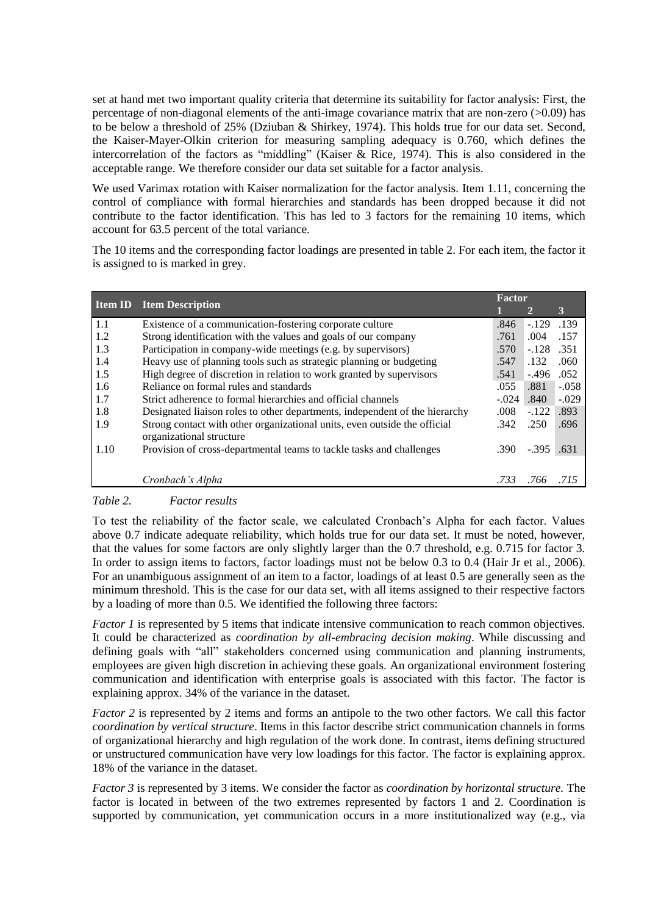set at hand met two important quality criteria that determine its suitability for factor analysis: First, the percentage of non-diagonal elements of the anti-image covariance matrix that are non-zero (>0.09) has to be below a threshold of 25% (Dziuban & Shirkey, 1974). This holds true for our data set. Second, the Kaiser-Mayer-Olkin criterion for measuring sampling adequacy is 0.760, which defines the intercorrelation of the factors as "middling" (Kaiser & Rice, 1974). This is also considered in the acceptable range. We therefore consider our data set suitable for a factor analysis.

We used Varimax rotation with Kaiser normalization for the factor analysis. Item 1.11, concerning the control of compliance with formal hierarchies and standards has been dropped because it did not contribute to the factor identification. This has led to 3 factors for the remaining 10 items, which account for 63.5 percent of the total variance.

The 10 items and the corresponding factor loadings are presented in table 2. For each item, the factor it is assigned to is marked in grey.

| Item ID | Item Description | Factor | | |
|---|---|---|---|---|
| | | 1 | 2 | 3 |
| 1.1 | Existence of a communication-fostering corporate culture | .846 | -.129 | .139 |
| 1.2 | Strong identification with the values and goals of our company | .761 | .004 | .157 |
| 1.3 | Participation in company-wide meetings (e.g. by supervisors) | .570 | -.128 | .351 |
| 1.4 | Heavy use of planning tools such as strategic planning or budgeting | .547 | .132 | .060 |
| 1.5 | High degree of discretion in relation to work granted by supervisors | .541 | -.496 | .052 |
| 1.6 | Reliance on formal rules and standards | .055 | .881 | -.058 |
| 1.7 | Strict adherence to formal hierarchies and official channels | -.024 | .840 | -.029 |
| 1.8 | Designated liaison roles to other departments, independent of the hierarchy | .008 | -.122 | .893 |
| 1.9 | Strong contact with other organizational units, even outside the official organizational structure | .342 | .250 | .696 |
| 1.10 | Provision of cross-departmental teams to tackle tasks and challenges | .390 | -.395 | .631 |
| | *Cronbach's Alpha* | *.733* | *.766* | *.715* |

*Table 2. Factor results*

To test the reliability of the factor scale, we calculated Cronbach's Alpha for each factor. Values above 0.7 indicate adequate reliability, which holds true for our data set. It must be noted, however, that the values for some factors are only slightly larger than the 0.7 threshold, e.g. 0.715 for factor 3. In order to assign items to factors, factor loadings must not be below 0.3 to 0.4 (Hair Jr et al., 2006). For an unambiguous assignment of an item to a factor, loadings of at least 0.5 are generally seen as the minimum threshold. This is the case for our data set, with all items assigned to their respective factors by a loading of more than 0.5. We identified the following three factors:

*Factor 1* is represented by 5 items that indicate intensive communication to reach common objectives. It could be characterized as *coordination by all-embracing decision making*. While discussing and defining goals with "all" stakeholders concerned using communication and planning instruments, employees are given high discretion in achieving these goals. An organizational environment fostering communication and identification with enterprise goals is associated with this factor. The factor is explaining approx. 34% of the variance in the dataset.

*Factor 2* is represented by 2 items and forms an antipole to the two other factors. We call this factor *coordination by vertical structure*. Items in this factor describe strict communication channels in forms of organizational hierarchy and high regulation of the work done. In contrast, items defining structured or unstructured communication have very low loadings for this factor. The factor is explaining approx. 18% of the variance in the dataset.

*Factor 3* is represented by 3 items. We consider the factor as *coordination by horizontal structure.* The factor is located in between of the two extremes represented by factors 1 and 2. Coordination is supported by communication, yet communication occurs in a more institutionalized way (e.g., via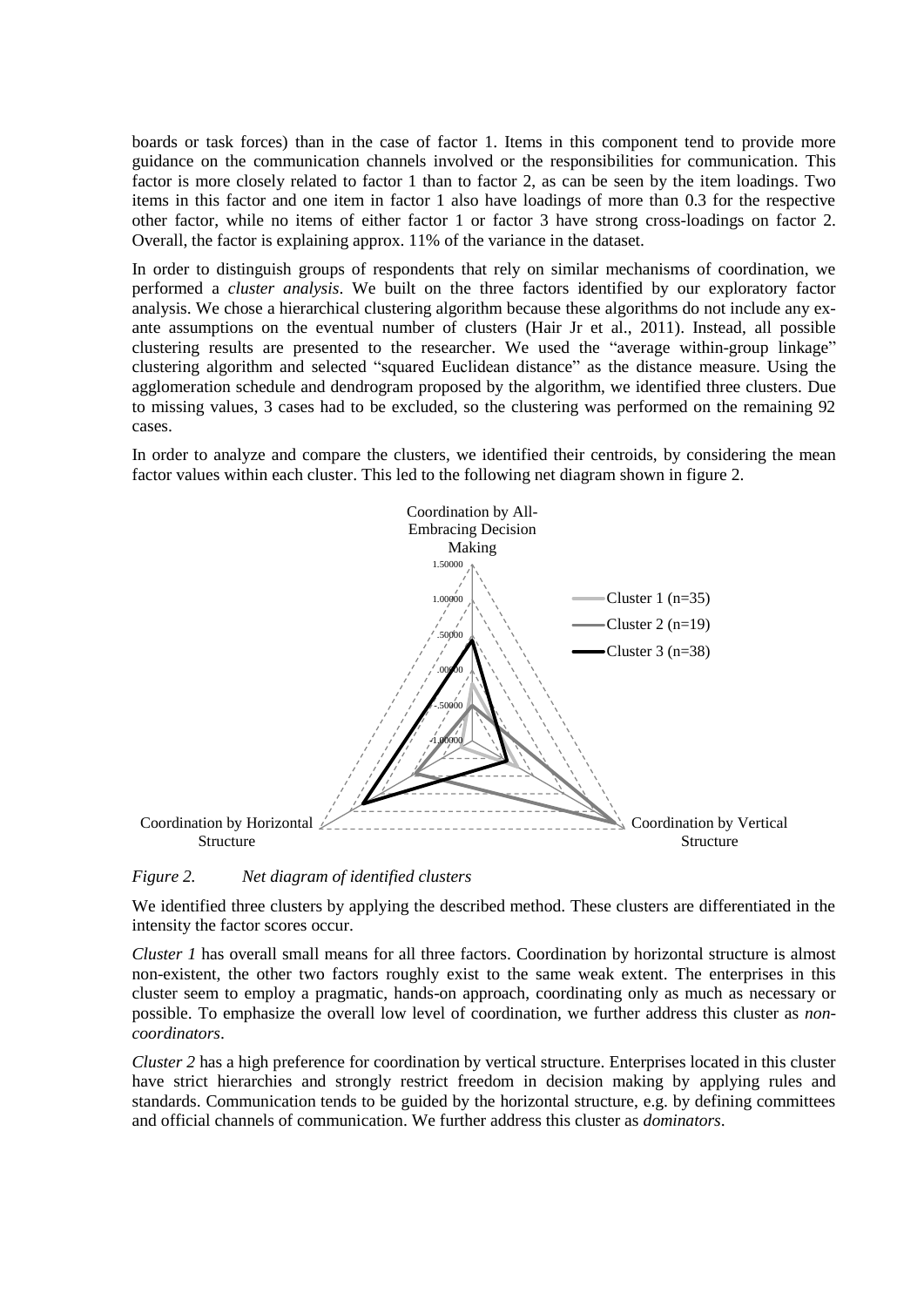boards or task forces) than in the case of factor 1. Items in this component tend to provide more guidance on the communication channels involved or the responsibilities for communication. This factor is more closely related to factor 1 than to factor 2, as can be seen by the item loadings. Two items in this factor and one item in factor 1 also have loadings of more than 0.3 for the respective other factor, while no items of either factor 1 or factor 3 have strong cross-loadings on factor 2. Overall, the factor is explaining approx. 11% of the variance in the dataset.

In order to distinguish groups of respondents that rely on similar mechanisms of coordination, we performed a *cluster analysis*. We built on the three factors identified by our exploratory factor analysis. We chose a hierarchical clustering algorithm because these algorithms do not include any ex-ante assumptions on the eventual number of clusters (Hair Jr et al., 2011). Instead, all possible clustering results are presented to the researcher. We used the "average within-group linkage" clustering algorithm and selected "squared Euclidean distance" as the distance measure. Using the agglomeration schedule and dendrogram proposed by the algorithm, we identified three clusters. Due to missing values, 3 cases had to be excluded, so the clustering was performed on the remaining 92 cases.

In order to analyze and compare the clusters, we identified their centroids, by considering the mean factor values within each cluster. This led to the following net diagram shown in figure 2.

*Figure 2. Net diagram of identified clusters*

We identified three clusters by applying the described method. These clusters are differentiated in the intensity the factor scores occur.

*Cluster 1* has overall small means for all three factors. Coordination by horizontal structure is almost non-existent, the other two factors roughly exist to the same weak extent. The enterprises in this cluster seem to employ a pragmatic, hands-on approach, coordinating only as much as necessary or possible. To emphasize the overall low level of coordination, we further address this cluster as *non-coordinators*.

*Cluster 2* has a high preference for coordination by vertical structure. Enterprises located in this cluster have strict hierarchies and strongly restrict freedom in decision making by applying rules and standards. Communication tends to be guided by the horizontal structure, e.g. by defining committees and official channels of communication. We further address this cluster as *dominators*.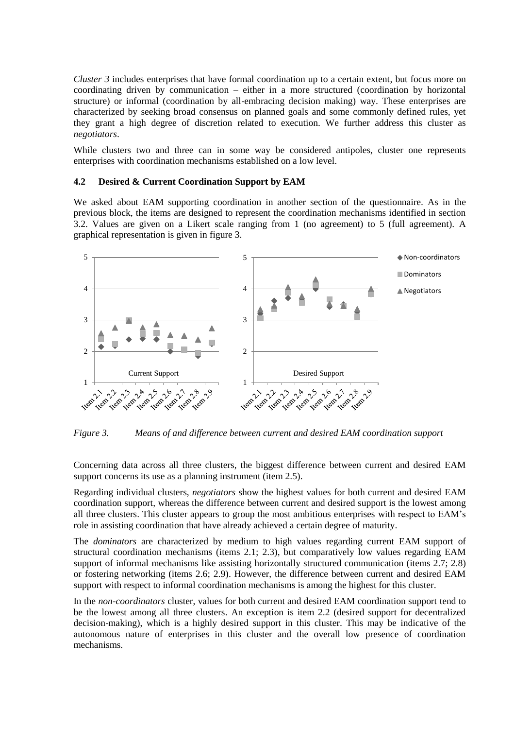*Cluster 3* includes enterprises that have formal coordination up to a certain extent, but focus more on coordinating driven by communication – either in a more structured (coordination by horizontal structure) or informal (coordination by all-embracing decision making) way. These enterprises are characterized by seeking broad consensus on planned goals and some commonly defined rules, yet they grant a high degree of discretion related to execution. We further address this cluster as *negotiators*.

While clusters two and three can in some way be considered antipoles, cluster one represents enterprises with coordination mechanisms established on a low level.

### 4.2 Desired & Current Coordination Support by EAM

We asked about EAM supporting coordination in another section of the questionnaire. As in the previous block, the items are designed to represent the coordination mechanisms identified in section 3.2. Values are given on a Likert scale ranging from 1 (no agreement) to 5 (full agreement). A graphical representation is given in figure 3.

*Figure 3. Means of and difference between current and desired EAM coordination support*

Concerning data across all three clusters, the biggest difference between current and desired EAM support concerns its use as a planning instrument (item 2.5).

Regarding individual clusters, *negotiators* show the highest values for both current and desired EAM coordination support, whereas the difference between current and desired support is the lowest among all three clusters. This cluster appears to group the most ambitious enterprises with respect to EAM's role in assisting coordination that have already achieved a certain degree of maturity.

The *dominators* are characterized by medium to high values regarding current EAM support of structural coordination mechanisms (items 2.1; 2.3), but comparatively low values regarding EAM support of informal mechanisms like assisting horizontally structured communication (items 2.7; 2.8) or fostering networking (items 2.6; 2.9). However, the difference between current and desired EAM support with respect to informal coordination mechanisms is among the highest for this cluster.

In the *non-coordinators* cluster, values for both current and desired EAM coordination support tend to be the lowest among all three clusters. An exception is item 2.2 (desired support for decentralized decision-making), which is a highly desired support in this cluster. This may be indicative of the autonomous nature of enterprises in this cluster and the overall low presence of coordination mechanisms.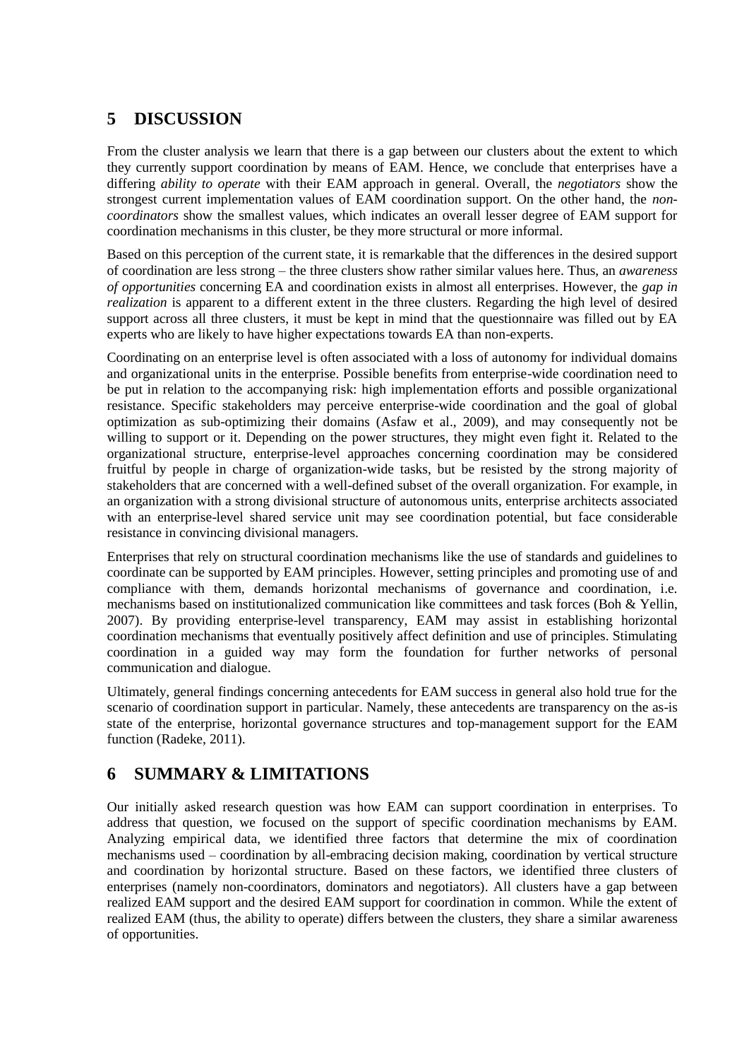## 5 DISCUSSION

From the cluster analysis we learn that there is a gap between our clusters about the extent to which they currently support coordination by means of EAM. Hence, we conclude that enterprises have a differing *ability to operate* with their EAM approach in general. Overall, the *negotiators* show the strongest current implementation values of EAM coordination support. On the other hand, the *non-coordinators* show the smallest values, which indicates an overall lesser degree of EAM support for coordination mechanisms in this cluster, be they more structural or more informal.

Based on this perception of the current state, it is remarkable that the differences in the desired support of coordination are less strong – the three clusters show rather similar values here. Thus, an *awareness of opportunities* concerning EA and coordination exists in almost all enterprises. However, the *gap in realization* is apparent to a different extent in the three clusters. Regarding the high level of desired support across all three clusters, it must be kept in mind that the questionnaire was filled out by EA experts who are likely to have higher expectations towards EA than non-experts.

Coordinating on an enterprise level is often associated with a loss of autonomy for individual domains and organizational units in the enterprise. Possible benefits from enterprise-wide coordination need to be put in relation to the accompanying risk: high implementation efforts and possible organizational resistance. Specific stakeholders may perceive enterprise-wide coordination and the goal of global optimization as sub-optimizing their domains (Asfaw et al., 2009), and may consequently not be willing to support or it. Depending on the power structures, they might even fight it. Related to the organizational structure, enterprise-level approaches concerning coordination may be considered fruitful by people in charge of organization-wide tasks, but be resisted by the strong majority of stakeholders that are concerned with a well-defined subset of the overall organization. For example, in an organization with a strong divisional structure of autonomous units, enterprise architects associated with an enterprise-level shared service unit may see coordination potential, but face considerable resistance in convincing divisional managers.

Enterprises that rely on structural coordination mechanisms like the use of standards and guidelines to coordinate can be supported by EAM principles. However, setting principles and promoting use of and compliance with them, demands horizontal mechanisms of governance and coordination, i.e. mechanisms based on institutionalized communication like committees and task forces (Boh & Yellin, 2007). By providing enterprise-level transparency, EAM may assist in establishing horizontal coordination mechanisms that eventually positively affect definition and use of principles. Stimulating coordination in a guided way may form the foundation for further networks of personal communication and dialogue.

Ultimately, general findings concerning antecedents for EAM success in general also hold true for the scenario of coordination support in particular. Namely, these antecedents are transparency on the as-is state of the enterprise, horizontal governance structures and top-management support for the EAM function (Radeke, 2011).

## 6 SUMMARY & LIMITATIONS

Our initially asked research question was how EAM can support coordination in enterprises. To address that question, we focused on the support of specific coordination mechanisms by EAM. Analyzing empirical data, we identified three factors that determine the mix of coordination mechanisms used – coordination by all-embracing decision making, coordination by vertical structure and coordination by horizontal structure. Based on these factors, we identified three clusters of enterprises (namely non-coordinators, dominators and negotiators). All clusters have a gap between realized EAM support and the desired EAM support for coordination in common. While the extent of realized EAM (thus, the ability to operate) differs between the clusters, they share a similar awareness of opportunities.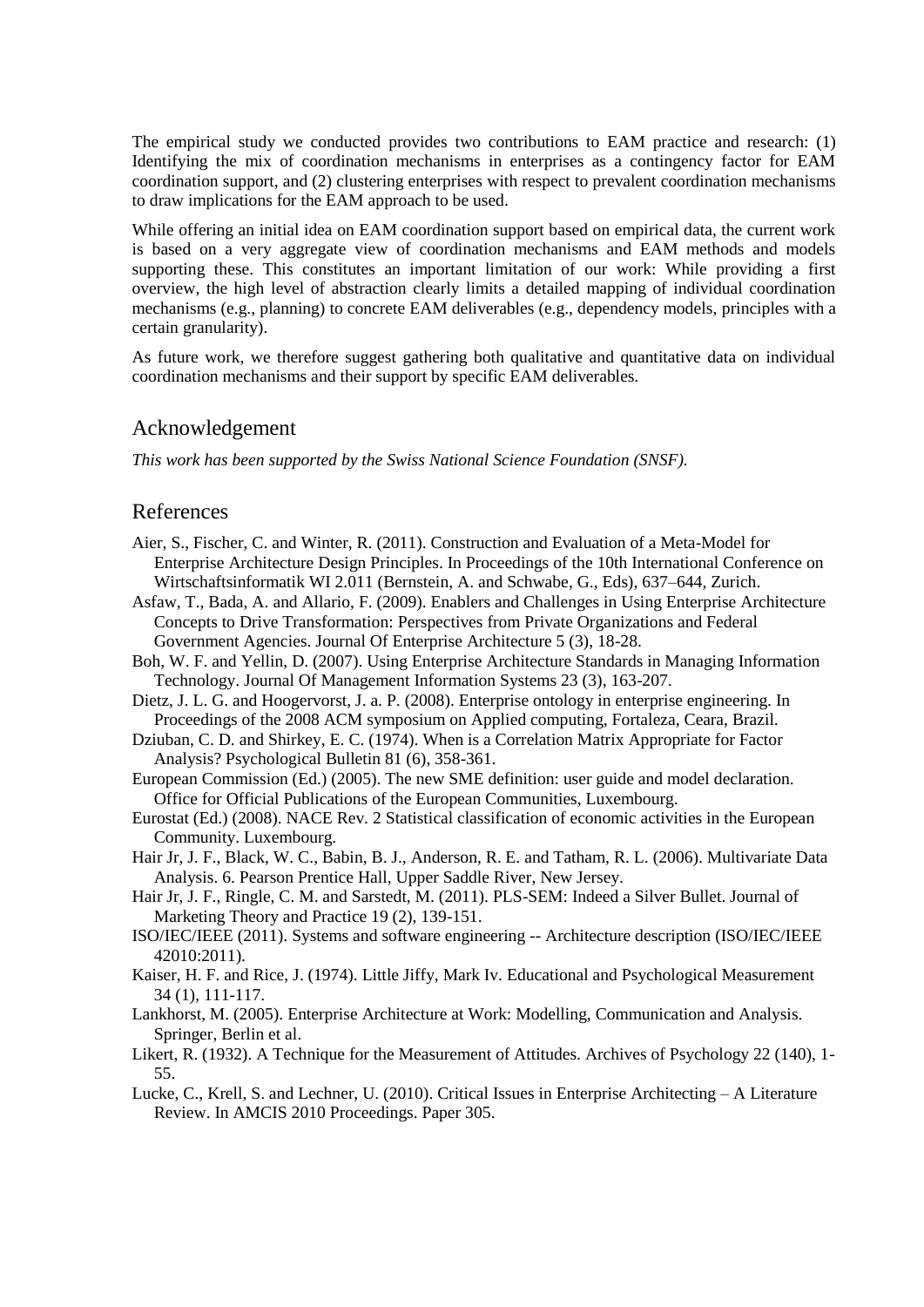The empirical study we conducted provides two contributions to EAM practice and research: (1) Identifying the mix of coordination mechanisms in enterprises as a contingency factor for EAM coordination support, and (2) clustering enterprises with respect to prevalent coordination mechanisms to draw implications for the EAM approach to be used.

While offering an initial idea on EAM coordination support based on empirical data, the current work is based on a very aggregate view of coordination mechanisms and EAM methods and models supporting these. This constitutes an important limitation of our work: While providing a first overview, the high level of abstraction clearly limits a detailed mapping of individual coordination mechanisms (e.g., planning) to concrete EAM deliverables (e.g., dependency models, principles with a certain granularity).

As future work, we therefore suggest gathering both qualitative and quantitative data on individual coordination mechanisms and their support by specific EAM deliverables.

## Acknowledgement

*This work has been supported by the Swiss National Science Foundation (SNSF).*

## References

Aier, S., Fischer, C. and Winter, R. (2011). Construction and Evaluation of a Meta-Model for Enterprise Architecture Design Principles. In Proceedings of the 10th International Conference on Wirtschaftsinformatik WI 2.011 (Bernstein, A. and Schwabe, G., Eds), 637–644, Zurich.

Asfaw, T., Bada, A. and Allario, F. (2009). Enablers and Challenges in Using Enterprise Architecture Concepts to Drive Transformation: Perspectives from Private Organizations and Federal Government Agencies. Journal Of Enterprise Architecture 5 (3), 18-28.

Boh, W. F. and Yellin, D. (2007). Using Enterprise Architecture Standards in Managing Information Technology. Journal Of Management Information Systems 23 (3), 163-207.

Dietz, J. L. G. and Hoogervorst, J. a. P. (2008). Enterprise ontology in enterprise engineering. In Proceedings of the 2008 ACM symposium on Applied computing, Fortaleza, Ceara, Brazil.

Dziuban, C. D. and Shirkey, E. C. (1974). When is a Correlation Matrix Appropriate for Factor Analysis? Psychological Bulletin 81 (6), 358-361.

European Commission (Ed.) (2005). The new SME definition: user guide and model declaration. Office for Official Publications of the European Communities, Luxembourg.

Eurostat (Ed.) (2008). NACE Rev. 2 Statistical classification of economic activities in the European Community. Luxembourg.

Hair Jr, J. F., Black, W. C., Babin, B. J., Anderson, R. E. and Tatham, R. L. (2006). Multivariate Data Analysis. 6. Pearson Prentice Hall, Upper Saddle River, New Jersey.

Hair Jr, J. F., Ringle, C. M. and Sarstedt, M. (2011). PLS-SEM: Indeed a Silver Bullet. Journal of Marketing Theory and Practice 19 (2), 139-151.

ISO/IEC/IEEE (2011). Systems and software engineering -- Architecture description (ISO/IEC/IEEE 42010:2011).

Kaiser, H. F. and Rice, J. (1974). Little Jiffy, Mark Iv. Educational and Psychological Measurement 34 (1), 111-117.

Lankhorst, M. (2005). Enterprise Architecture at Work: Modelling, Communication and Analysis. Springer, Berlin et al.

Likert, R. (1932). A Technique for the Measurement of Attitudes. Archives of Psychology 22 (140), 1-55.

Lucke, C., Krell, S. and Lechner, U. (2010). Critical Issues in Enterprise Architecting – A Literature Review. In AMCIS 2010 Proceedings. Paper 305.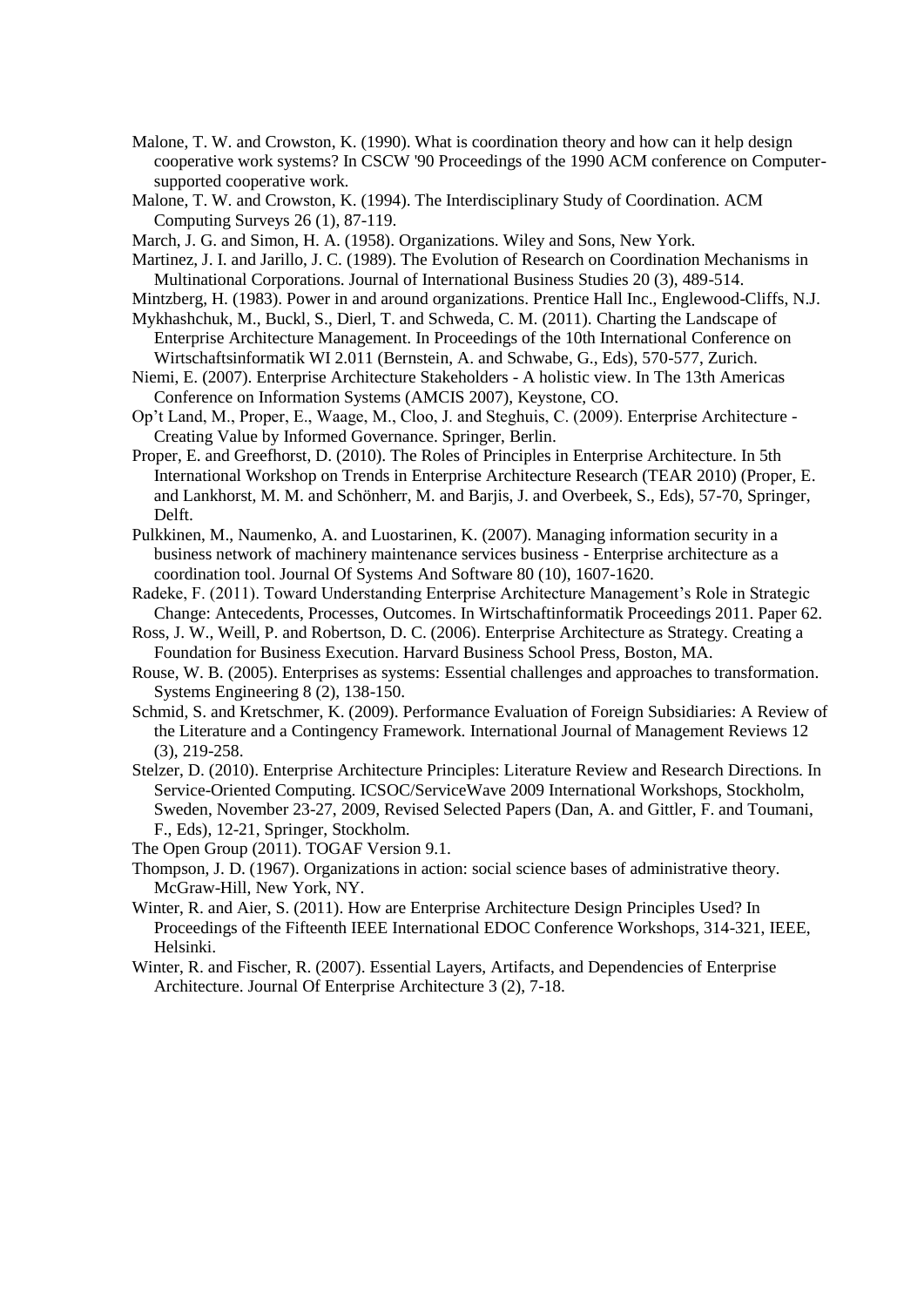Malone, T. W. and Crowston, K. (1990). What is coordination theory and how can it help design cooperative work systems? In CSCW '90 Proceedings of the 1990 ACM conference on Computer-supported cooperative work.

Malone, T. W. and Crowston, K. (1994). The Interdisciplinary Study of Coordination. ACM Computing Surveys 26 (1), 87-119.

March, J. G. and Simon, H. A. (1958). Organizations. Wiley and Sons, New York.

Martinez, J. I. and Jarillo, J. C. (1989). The Evolution of Research on Coordination Mechanisms in Multinational Corporations. Journal of International Business Studies 20 (3), 489-514.

Mintzberg, H. (1983). Power in and around organizations. Prentice Hall Inc., Englewood-Cliffs, N.J.

Mykhashchuk, M., Buckl, S., Dierl, T. and Schweda, C. M. (2011). Charting the Landscape of Enterprise Architecture Management. In Proceedings of the 10th International Conference on Wirtschaftsinformatik WI 2.011 (Bernstein, A. and Schwabe, G., Eds), 570-577, Zurich.

Niemi, E. (2007). Enterprise Architecture Stakeholders - A holistic view. In The 13th Americas Conference on Information Systems (AMCIS 2007), Keystone, CO.

Op't Land, M., Proper, E., Waage, M., Cloo, J. and Steghuis, C. (2009). Enterprise Architecture - Creating Value by Informed Governance. Springer, Berlin.

Proper, E. and Greefhorst, D. (2010). The Roles of Principles in Enterprise Architecture. In 5th International Workshop on Trends in Enterprise Architecture Research (TEAR 2010) (Proper, E. and Lankhorst, M. M. and Schönherr, M. and Barjis, J. and Overbeek, S., Eds), 57-70, Springer, Delft.

Pulkkinen, M., Naumenko, A. and Luostarinen, K. (2007). Managing information security in a business network of machinery maintenance services business - Enterprise architecture as a coordination tool. Journal Of Systems And Software 80 (10), 1607-1620.

Radeke, F. (2011). Toward Understanding Enterprise Architecture Management's Role in Strategic Change: Antecedents, Processes, Outcomes. In Wirtschaftinformatik Proceedings 2011. Paper 62.

Ross, J. W., Weill, P. and Robertson, D. C. (2006). Enterprise Architecture as Strategy. Creating a Foundation for Business Execution. Harvard Business School Press, Boston, MA.

Rouse, W. B. (2005). Enterprises as systems: Essential challenges and approaches to transformation. Systems Engineering 8 (2), 138-150.

Schmid, S. and Kretschmer, K. (2009). Performance Evaluation of Foreign Subsidiaries: A Review of the Literature and a Contingency Framework. International Journal of Management Reviews 12 (3), 219-258.

Stelzer, D. (2010). Enterprise Architecture Principles: Literature Review and Research Directions. In Service-Oriented Computing. ICSOC/ServiceWave 2009 International Workshops, Stockholm, Sweden, November 23-27, 2009, Revised Selected Papers (Dan, A. and Gittler, F. and Toumani, F., Eds), 12-21, Springer, Stockholm.

The Open Group (2011). TOGAF Version 9.1.

Thompson, J. D. (1967). Organizations in action: social science bases of administrative theory. McGraw-Hill, New York, NY.

Winter, R. and Aier, S. (2011). How are Enterprise Architecture Design Principles Used? In Proceedings of the Fifteenth IEEE International EDOC Conference Workshops, 314-321, IEEE, Helsinki.

Winter, R. and Fischer, R. (2007). Essential Layers, Artifacts, and Dependencies of Enterprise Architecture. Journal Of Enterprise Architecture 3 (2), 7-18.